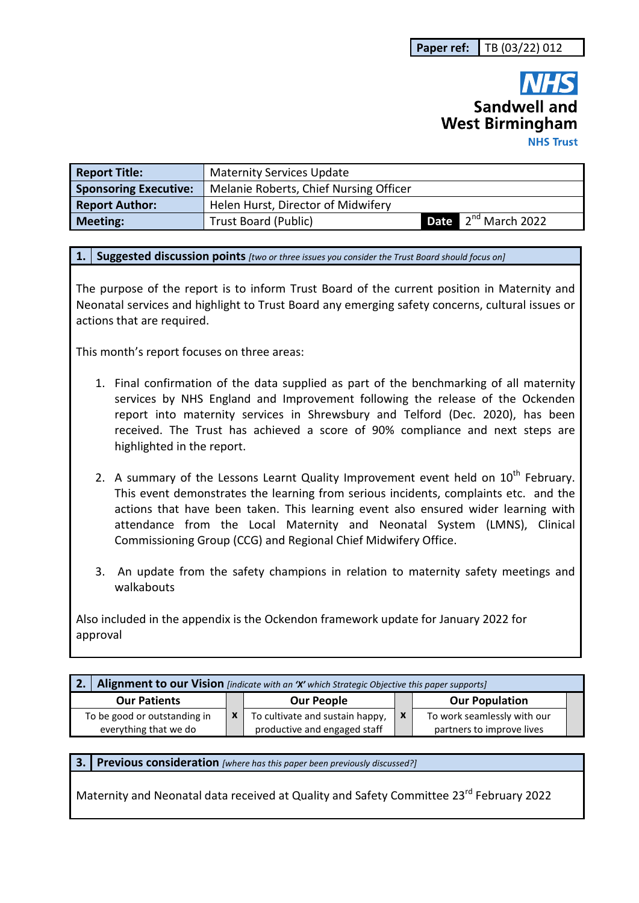| Paper ref: | TB (03/22) 012 |
|---|---|

Sandwell and West Birmingham NHS Trust

| Report Title: | Maternity Services Update | | |
|---|---|---|---|
| Sponsoring Executive: | Melanie Roberts, Chief Nursing Officer | | |
| Report Author: | Helen Hurst, Director of Midwifery | | |
| Meeting: | Trust Board (Public) | Date | 2nd March 2022 |

## 1. Suggested discussion points *[two or three issues you consider the Trust Board should focus on]*

The purpose of the report is to inform Trust Board of the current position in Maternity and Neonatal services and highlight to Trust Board any emerging safety concerns, cultural issues or actions that are required.

This month's report focuses on three areas:

1. Final confirmation of the data supplied as part of the benchmarking of all maternity services by NHS England and Improvement following the release of the Ockenden report into maternity services in Shrewsbury and Telford (Dec. 2020), has been received. The Trust has achieved a score of 90% compliance and next steps are highlighted in the report.

2. A summary of the Lessons Learnt Quality Improvement event held on 10th February. This event demonstrates the learning from serious incidents, complaints etc. and the actions that have been taken. This learning event also ensured wider learning with attendance from the Local Maternity and Neonatal System (LMNS), Clinical Commissioning Group (CCG) and Regional Chief Midwifery Office.

3. An update from the safety champions in relation to maternity safety meetings and walkabouts

Also included in the appendix is the Ockendon framework update for January 2022 for approval

## 2. Alignment to our Vision *[indicate with an 'X' which Strategic Objective this paper supports]*

| Our Patients | | Our People | | Our Population | |
|---|---|---|---|---|---|
| To be good or outstanding in everything that we do | x | To cultivate and sustain happy, productive and engaged staff | x | To work seamlessly with our partners to improve lives | |

## 3. Previous consideration *[where has this paper been previously discussed?]*

Maternity and Neonatal data received at Quality and Safety Committee 23rd February 2022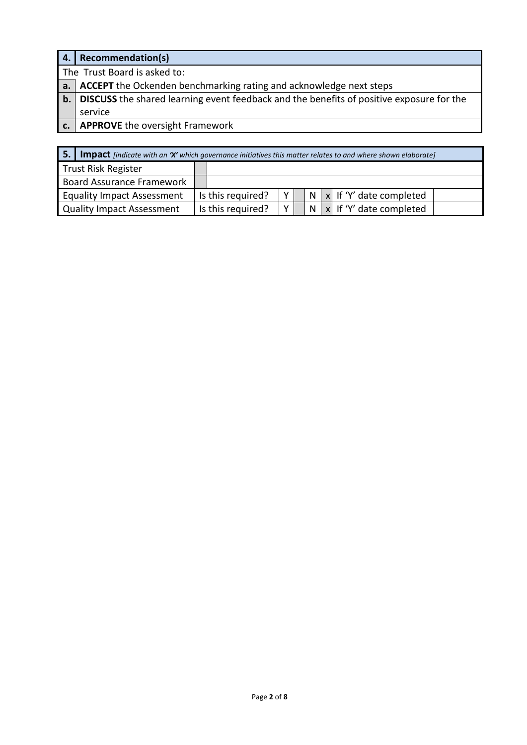| 4. | Recommendation(s) |
|---|---|
| The Trust Board is asked to: | |
| a. | **ACCEPT** the Ockenden benchmarking rating and acknowledge next steps |
| b. | **DISCUSS** the shared learning event feedback and the benefits of positive exposure for the service |
| c. | **APPROVE** the oversight Framework |

| 5. **Impact** *[indicate with an 'X' which governance initiatives this matter relates to and where shown elaborate]* | | | | | | | |
|---|---|---|---|---|---|---|---|
| Trust Risk Register | | | | | | | |
| Board Assurance Framework | | | | | | | |
| Equality Impact Assessment | Is this required? | Y | | N | x | If 'Y' date completed | |
| Quality Impact Assessment | Is this required? | Y | | N | x | If 'Y' date completed | |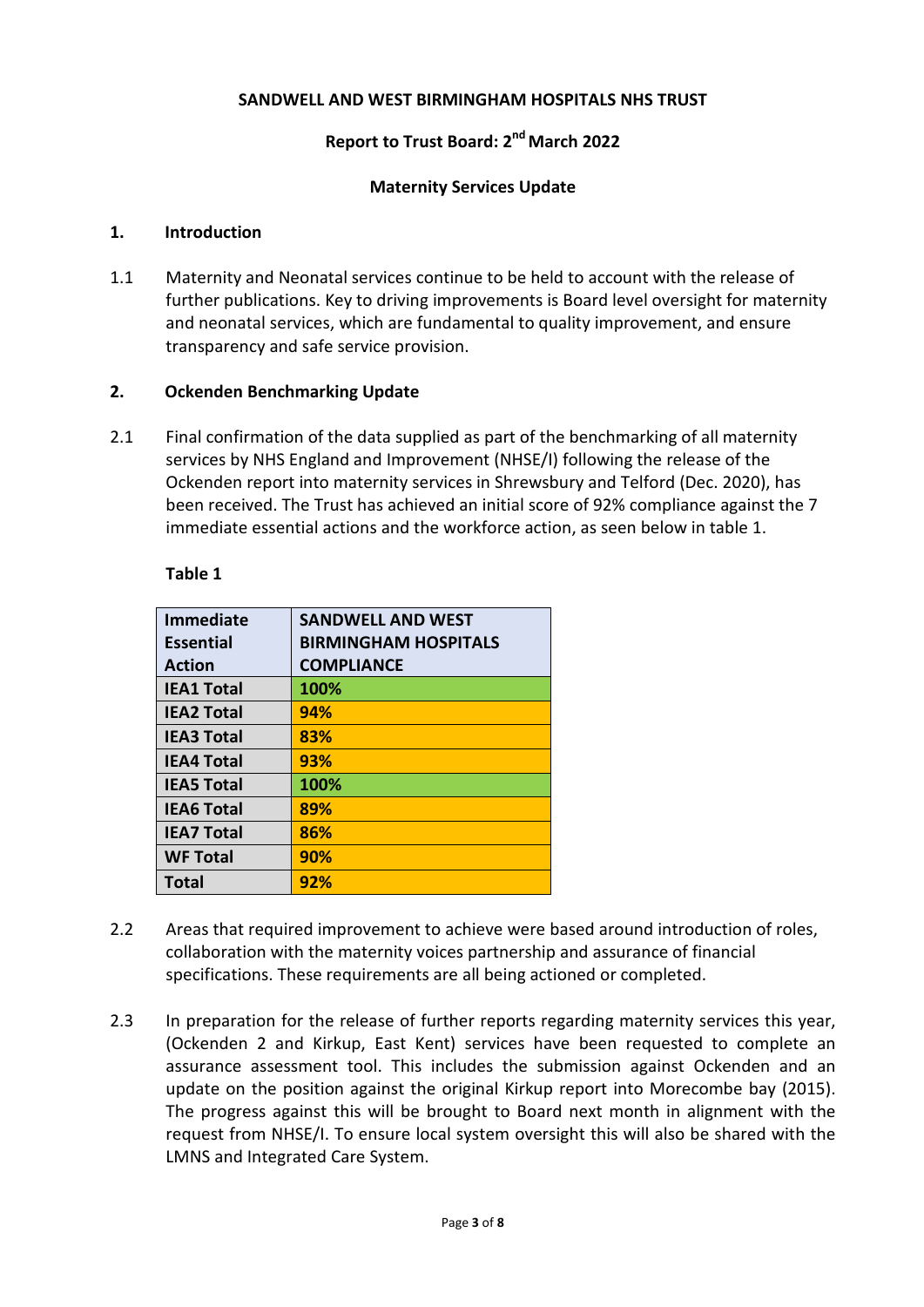**SANDWELL AND WEST BIRMINGHAM HOSPITALS NHS TRUST**

**Report to Trust Board: 2nd March 2022**

**Maternity Services Update**

## 1. Introduction

1.1 Maternity and Neonatal services continue to be held to account with the release of further publications. Key to driving improvements is Board level oversight for maternity and neonatal services, which are fundamental to quality improvement, and ensure transparency and safe service provision.

## 2. Ockenden Benchmarking Update

2.1 Final confirmation of the data supplied as part of the benchmarking of all maternity services by NHS England and Improvement (NHSE/I) following the release of the Ockenden report into maternity services in Shrewsbury and Telford (Dec. 2020), has been received. The Trust has achieved an initial score of 92% compliance against the 7 immediate essential actions and the workforce action, as seen below in table 1.

**Table 1**

| Immediate Essential Action | SANDWELL AND WEST BIRMINGHAM HOSPITALS COMPLIANCE |
|---|---|
| IEA1 Total | 100% |
| IEA2 Total | 94% |
| IEA3 Total | 83% |
| IEA4 Total | 93% |
| IEA5 Total | 100% |
| IEA6 Total | 89% |
| IEA7 Total | 86% |
| WF Total | 90% |
| Total | 92% |

2.2 Areas that required improvement to achieve were based around introduction of roles, collaboration with the maternity voices partnership and assurance of financial specifications. These requirements are all being actioned or completed.

2.3 In preparation for the release of further reports regarding maternity services this year, (Ockenden 2 and Kirkup, East Kent) services have been requested to complete an assurance assessment tool. This includes the submission against Ockenden and an update on the position against the original Kirkup report into Morecombe bay (2015). The progress against this will be brought to Board next month in alignment with the request from NHSE/I. To ensure local system oversight this will also be shared with the LMNS and Integrated Care System.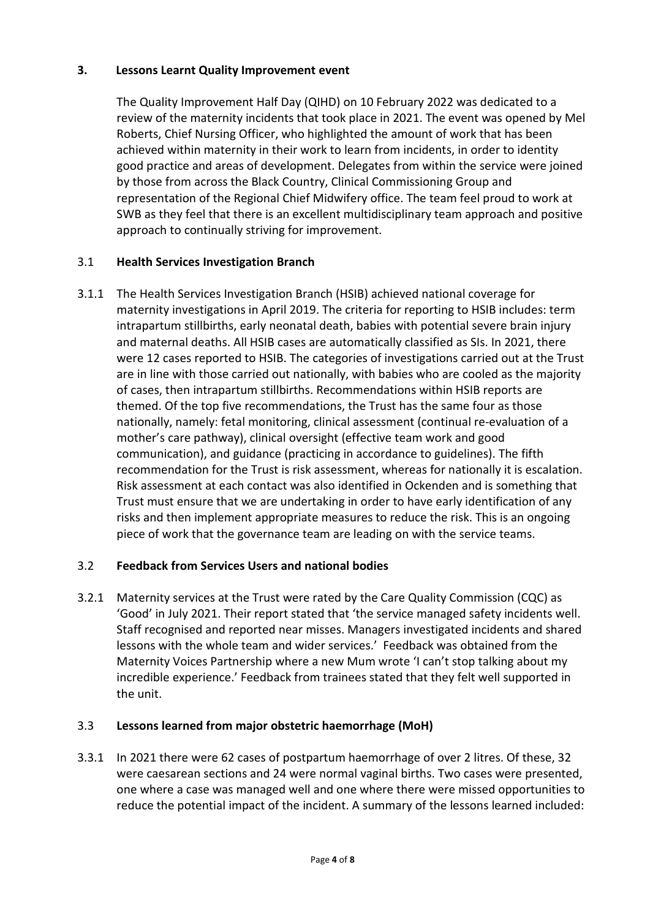## 3. Lessons Learnt Quality Improvement event

The Quality Improvement Half Day (QIHD) on 10 February 2022 was dedicated to a review of the maternity incidents that took place in 2021. The event was opened by Mel Roberts, Chief Nursing Officer, who highlighted the amount of work that has been achieved within maternity in their work to learn from incidents, in order to identity good practice and areas of development. Delegates from within the service were joined by those from across the Black Country, Clinical Commissioning Group and representation of the Regional Chief Midwifery office. The team feel proud to work at SWB as they feel that there is an excellent multidisciplinary team approach and positive approach to continually striving for improvement.

### 3.1 Health Services Investigation Branch

3.1.1 The Health Services Investigation Branch (HSIB) achieved national coverage for maternity investigations in April 2019. The criteria for reporting to HSIB includes: term intrapartum stillbirths, early neonatal death, babies with potential severe brain injury and maternal deaths. All HSIB cases are automatically classified as SIs. In 2021, there were 12 cases reported to HSIB. The categories of investigations carried out at the Trust are in line with those carried out nationally, with babies who are cooled as the majority of cases, then intrapartum stillbirths. Recommendations within HSIB reports are themed. Of the top five recommendations, the Trust has the same four as those nationally, namely: fetal monitoring, clinical assessment (continual re-evaluation of a mother's care pathway), clinical oversight (effective team work and good communication), and guidance (practicing in accordance to guidelines). The fifth recommendation for the Trust is risk assessment, whereas for nationally it is escalation. Risk assessment at each contact was also identified in Ockenden and is something that Trust must ensure that we are undertaking in order to have early identification of any risks and then implement appropriate measures to reduce the risk. This is an ongoing piece of work that the governance team are leading on with the service teams.

### 3.2 Feedback from Services Users and national bodies

3.2.1 Maternity services at the Trust were rated by the Care Quality Commission (CQC) as 'Good' in July 2021. Their report stated that 'the service managed safety incidents well. Staff recognised and reported near misses. Managers investigated incidents and shared lessons with the whole team and wider services.' Feedback was obtained from the Maternity Voices Partnership where a new Mum wrote 'I can't stop talking about my incredible experience.' Feedback from trainees stated that they felt well supported in the unit.

### 3.3 Lessons learned from major obstetric haemorrhage (MoH)

3.3.1 In 2021 there were 62 cases of postpartum haemorrhage of over 2 litres. Of these, 32 were caesarean sections and 24 were normal vaginal births. Two cases were presented, one where a case was managed well and one where there were missed opportunities to reduce the potential impact of the incident. A summary of the lessons learned included: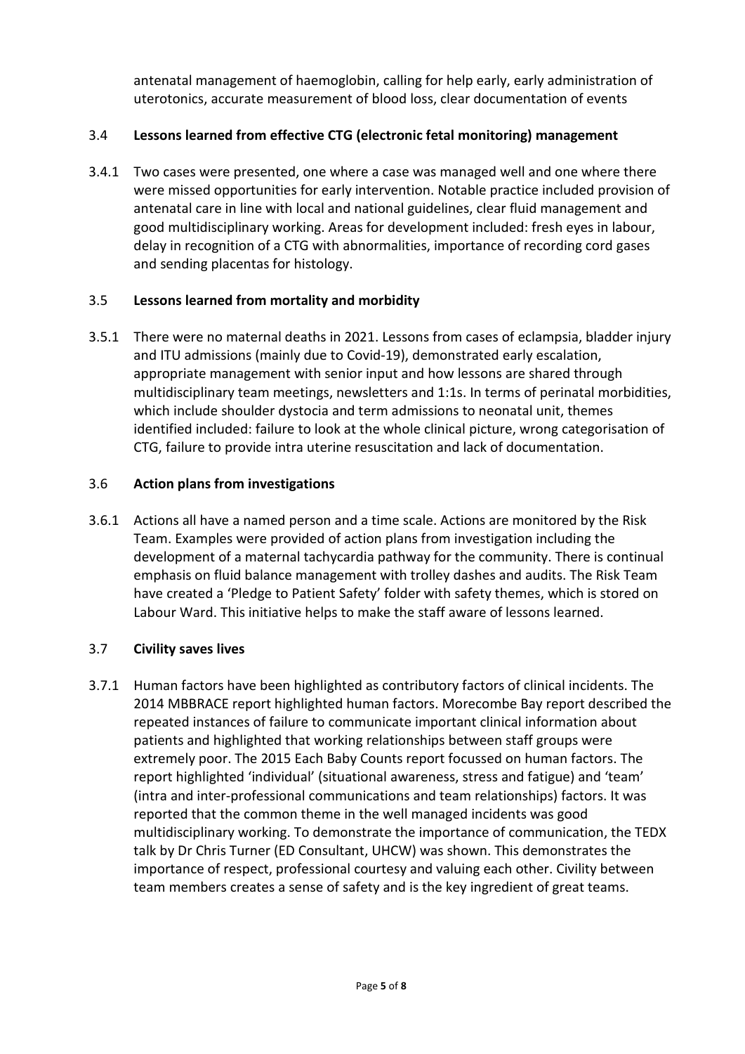antenatal management of haemoglobin, calling for help early, early administration of uterotonics, accurate measurement of blood loss, clear documentation of events

### 3.4 Lessons learned from effective CTG (electronic fetal monitoring) management

3.4.1 Two cases were presented, one where a case was managed well and one where there were missed opportunities for early intervention. Notable practice included provision of antenatal care in line with local and national guidelines, clear fluid management and good multidisciplinary working. Areas for development included: fresh eyes in labour, delay in recognition of a CTG with abnormalities, importance of recording cord gases and sending placentas for histology.

### 3.5 Lessons learned from mortality and morbidity

3.5.1 There were no maternal deaths in 2021. Lessons from cases of eclampsia, bladder injury and ITU admissions (mainly due to Covid-19), demonstrated early escalation, appropriate management with senior input and how lessons are shared through multidisciplinary team meetings, newsletters and 1:1s. In terms of perinatal morbidities, which include shoulder dystocia and term admissions to neonatal unit, themes identified included: failure to look at the whole clinical picture, wrong categorisation of CTG, failure to provide intra uterine resuscitation and lack of documentation.

### 3.6 Action plans from investigations

3.6.1 Actions all have a named person and a time scale. Actions are monitored by the Risk Team. Examples were provided of action plans from investigation including the development of a maternal tachycardia pathway for the community. There is continual emphasis on fluid balance management with trolley dashes and audits. The Risk Team have created a 'Pledge to Patient Safety' folder with safety themes, which is stored on Labour Ward. This initiative helps to make the staff aware of lessons learned.

### 3.7 Civility saves lives

3.7.1 Human factors have been highlighted as contributory factors of clinical incidents. The 2014 MBBRACE report highlighted human factors. Morecombe Bay report described the repeated instances of failure to communicate important clinical information about patients and highlighted that working relationships between staff groups were extremely poor. The 2015 Each Baby Counts report focussed on human factors. The report highlighted 'individual' (situational awareness, stress and fatigue) and 'team' (intra and inter-professional communications and team relationships) factors. It was reported that the common theme in the well managed incidents was good multidisciplinary working. To demonstrate the importance of communication, the TEDX talk by Dr Chris Turner (ED Consultant, UHCW) was shown. This demonstrates the importance of respect, professional courtesy and valuing each other. Civility between team members creates a sense of safety and is the key ingredient of great teams.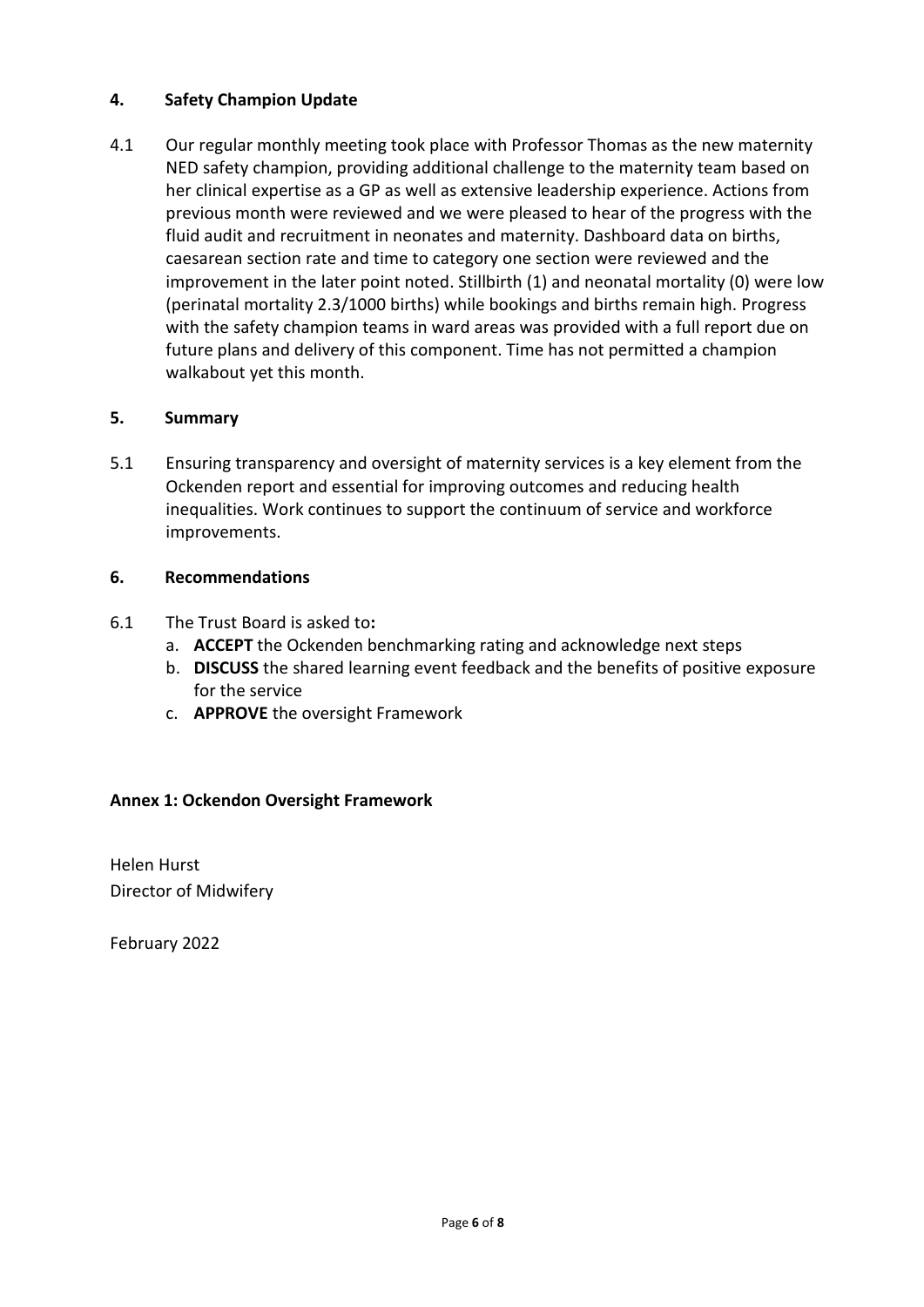## 4. Safety Champion Update

4.1 Our regular monthly meeting took place with Professor Thomas as the new maternity NED safety champion, providing additional challenge to the maternity team based on her clinical expertise as a GP as well as extensive leadership experience. Actions from previous month were reviewed and we were pleased to hear of the progress with the fluid audit and recruitment in neonates and maternity. Dashboard data on births, caesarean section rate and time to category one section were reviewed and the improvement in the later point noted. Stillbirth (1) and neonatal mortality (0) were low (perinatal mortality 2.3/1000 births) while bookings and births remain high. Progress with the safety champion teams in ward areas was provided with a full report due on future plans and delivery of this component. Time has not permitted a champion walkabout yet this month.

## 5. Summary

5.1 Ensuring transparency and oversight of maternity services is a key element from the Ockenden report and essential for improving outcomes and reducing health inequalities. Work continues to support the continuum of service and workforce improvements.

## 6. Recommendations

6.1 The Trust Board is asked to**:**

a. **ACCEPT** the Ockenden benchmarking rating and acknowledge next steps
b. **DISCUSS** the shared learning event feedback and the benefits of positive exposure for the service
c. **APPROVE** the oversight Framework

**Annex 1: Ockendon Oversight Framework**

Helen Hurst
Director of Midwifery

February 2022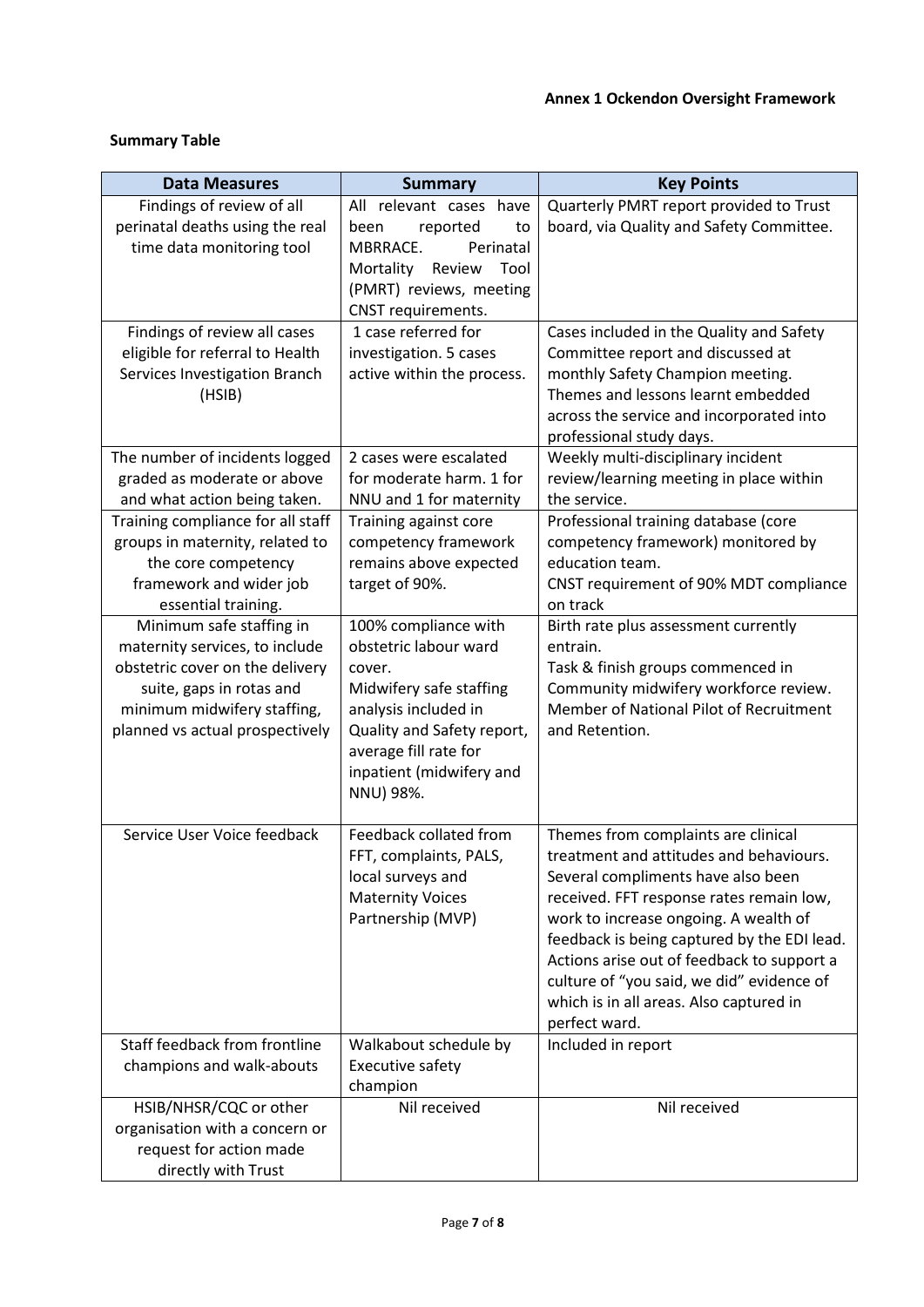**Annex 1 Ockendon Oversight Framework**

**Summary Table**

| Data Measures | Summary | Key Points |
|---|---|---|
| Findings of review of all perinatal deaths using the real time data monitoring tool | All relevant cases have been reported to MBRRACE. Perinatal Mortality Review Tool (PMRT) reviews, meeting CNST requirements. | Quarterly PMRT report provided to Trust board, via Quality and Safety Committee. |
| Findings of review all cases eligible for referral to Health Services Investigation Branch (HSIB) | 1 case referred for investigation. 5 cases active within the process. | Cases included in the Quality and Safety Committee report and discussed at monthly Safety Champion meeting. Themes and lessons learnt embedded across the service and incorporated into professional study days. |
| The number of incidents logged graded as moderate or above and what action being taken. | 2 cases were escalated for moderate harm. 1 for NNU and 1 for maternity | Weekly multi-disciplinary incident review/learning meeting in place within the service. |
| Training compliance for all staff groups in maternity, related to the core competency framework and wider job essential training. | Training against core competency framework remains above expected target of 90%. | Professional training database (core competency framework) monitored by education team. CNST requirement of 90% MDT compliance on track |
| Minimum safe staffing in maternity services, to include obstetric cover on the delivery suite, gaps in rotas and minimum midwifery staffing, planned vs actual prospectively | 100% compliance with obstetric labour ward cover. Midwifery safe staffing analysis included in Quality and Safety report, average fill rate for inpatient (midwifery and NNU) 98%. | Birth rate plus assessment currently entrain. Task & finish groups commenced in Community midwifery workforce review. Member of National Pilot of Recruitment and Retention. |
| Service User Voice feedback | Feedback collated from FFT, complaints, PALS, local surveys and Maternity Voices Partnership (MVP) | Themes from complaints are clinical treatment and attitudes and behaviours. Several compliments have also been received. FFT response rates remain low, work to increase ongoing. A wealth of feedback is being captured by the EDI lead. Actions arise out of feedback to support a culture of "you said, we did" evidence of which is in all areas. Also captured in perfect ward. |
| Staff feedback from frontline champions and walk-abouts | Walkabout schedule by Executive safety champion | Included in report |
| HSIB/NHSR/CQC or other organisation with a concern or request for action made directly with Trust | Nil received | Nil received |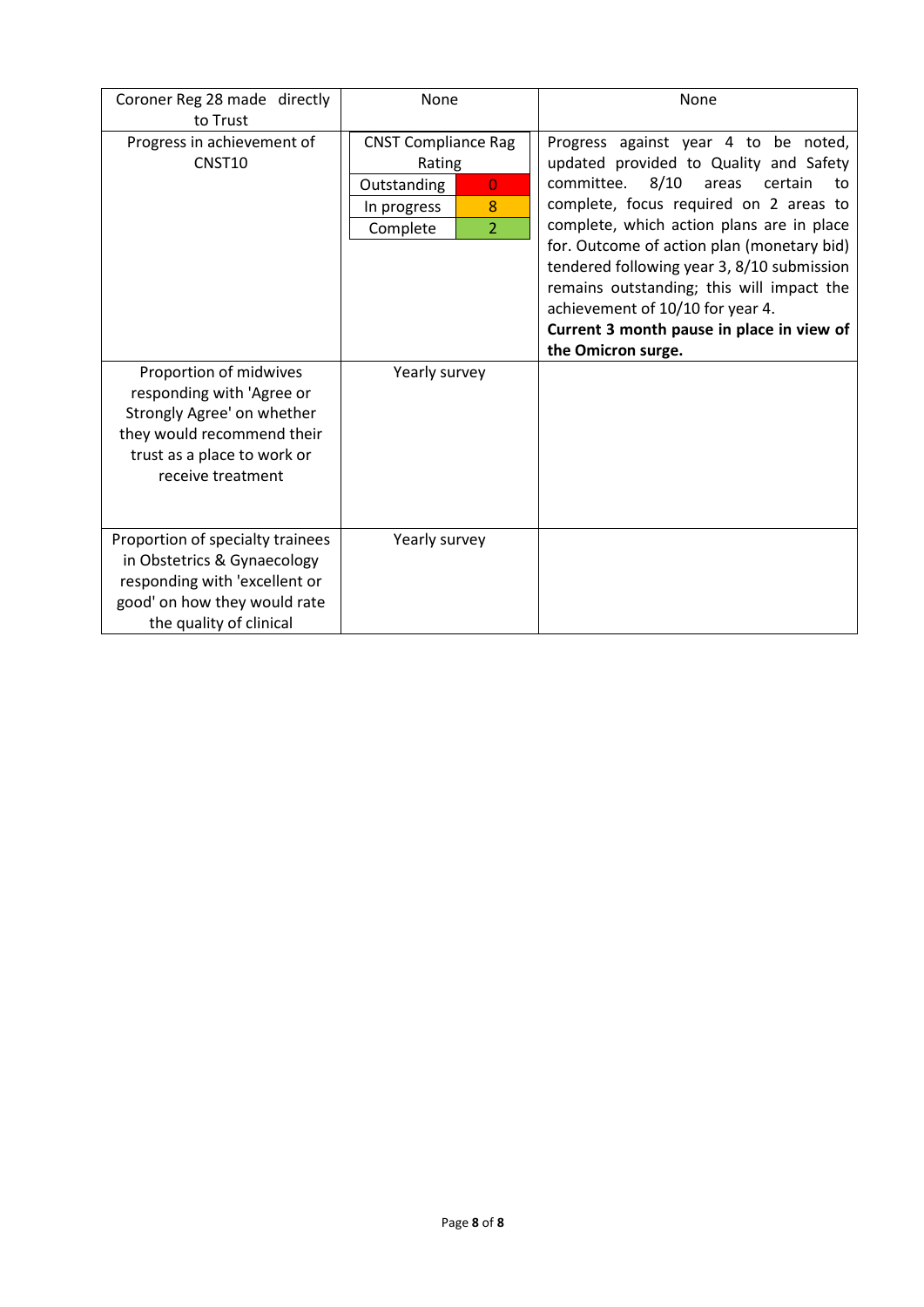| | | |
|---|---|---|
| Coroner Reg 28 made directly to Trust | None | None |
| Progress in achievement of CNST10 | CNST Compliance Rag Rating<br>Outstanding: 0<br>In progress: 8<br>Complete: 2 | Progress against year 4 to be noted, updated provided to Quality and Safety committee. 8/10 areas certain to complete, focus required on 2 areas to complete, which action plans are in place for. Outcome of action plan (monetary bid) tendered following year 3, 8/10 submission remains outstanding; this will impact the achievement of 10/10 for year 4. **Current 3 month pause in place in view of the Omicron surge.** |
| Proportion of midwives responding with 'Agree or Strongly Agree' on whether they would recommend their trust as a place to work or receive treatment | Yearly survey | |
| Proportion of specialty trainees in Obstetrics & Gynaecology responding with 'excellent or good' on how they would rate the quality of clinical | Yearly survey | |